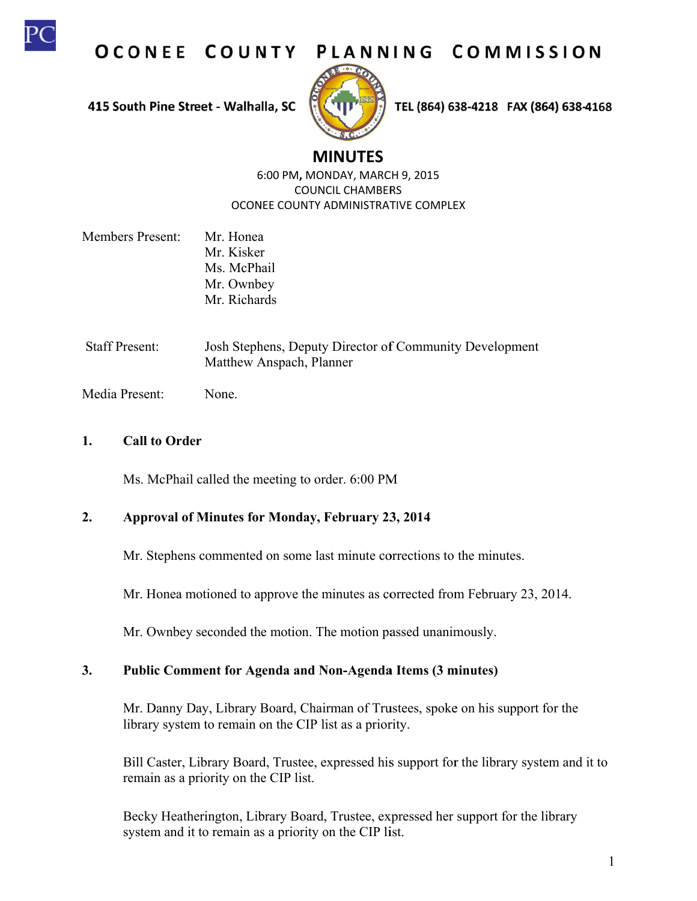# OCONEE COUNTY PLANNING COMMISSION

415 South Pine Street - Walhalla, SC TEL (864) 638-4218 FAX (864) 638-4168

## MINUTES

6:00 PM, MONDAY, MARCH 9, 2015
COUNCIL CHAMBERS
OCONEE COUNTY ADMINISTRATIVE COMPLEX

| | |
|---|---|
| Members Present: | Mr. Honea<br>Mr. Kisker<br>Ms. McPhail<br>Mr. Ownbey<br>Mr. Richards |
| Staff Present: | Josh Stephens, Deputy Director of Community Development<br>Matthew Anspach, Planner |
| Media Present: | None. |

### 1. Call to Order

Ms. McPhail called the meeting to order. 6:00 PM

### 2. Approval of Minutes for Monday, February 23, 2014

Mr. Stephens commented on some last minute corrections to the minutes.

Mr. Honea motioned to approve the minutes as corrected from February 23, 2014.

Mr. Ownbey seconded the motion. The motion passed unanimously.

### 3. Public Comment for Agenda and Non-Agenda Items (3 minutes)

Mr. Danny Day, Library Board, Chairman of Trustees, spoke on his support for the library system to remain on the CIP list as a priority.

Bill Caster, Library Board, Trustee, expressed his support for the library system and it to remain as a priority on the CIP list.

Becky Heatherington, Library Board, Trustee, expressed her support for the library system and it to remain as a priority on the CIP list.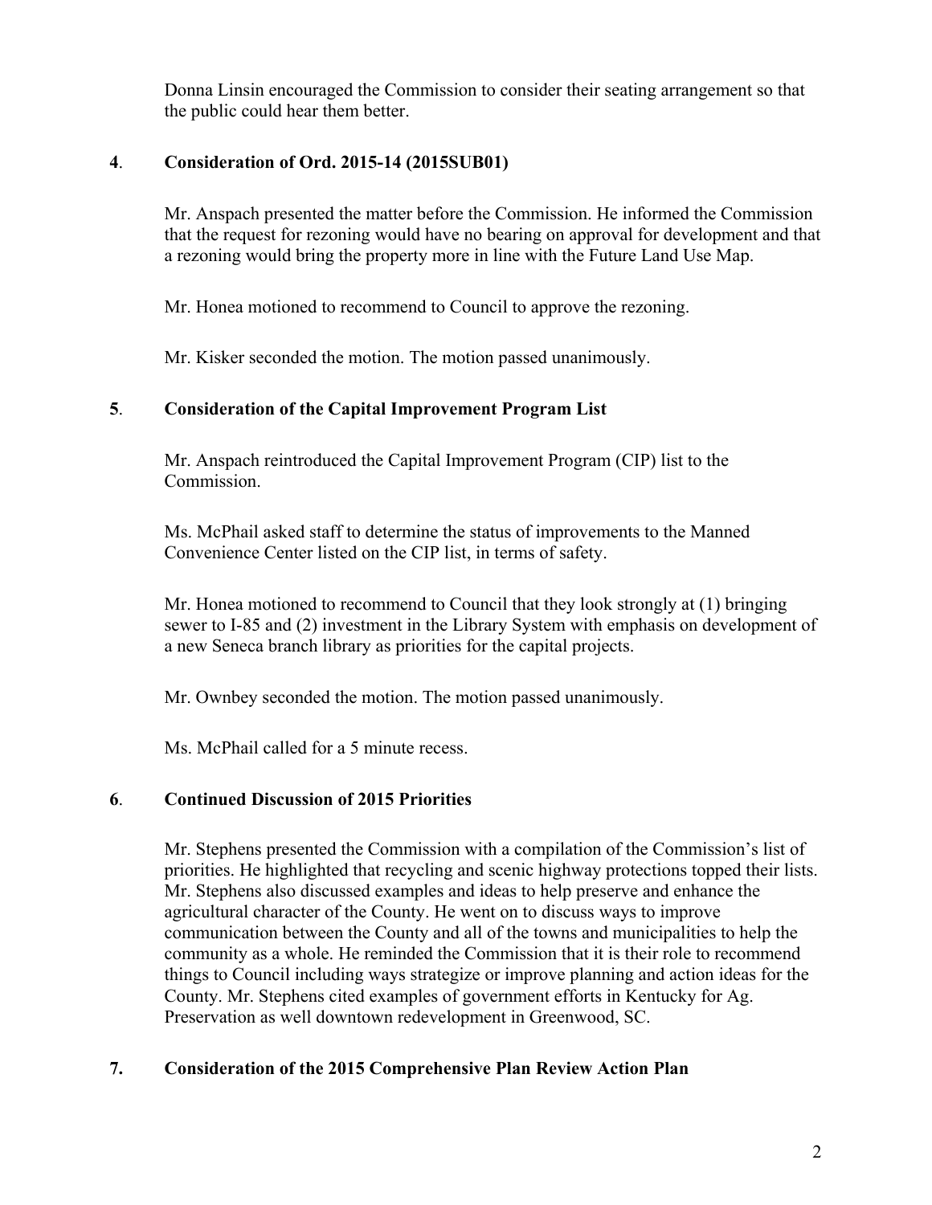Donna Linsin encouraged the Commission to consider their seating arrangement so that the public could hear them better.

## 4. Consideration of Ord. 2015-14 (2015SUB01)

Mr. Anspach presented the matter before the Commission. He informed the Commission that the request for rezoning would have no bearing on approval for development and that a rezoning would bring the property more in line with the Future Land Use Map.

Mr. Honea motioned to recommend to Council to approve the rezoning.

Mr. Kisker seconded the motion. The motion passed unanimously.

## 5. Consideration of the Capital Improvement Program List

Mr. Anspach reintroduced the Capital Improvement Program (CIP) list to the Commission.

Ms. McPhail asked staff to determine the status of improvements to the Manned Convenience Center listed on the CIP list, in terms of safety.

Mr. Honea motioned to recommend to Council that they look strongly at (1) bringing sewer to I-85 and (2) investment in the Library System with emphasis on development of a new Seneca branch library as priorities for the capital projects.

Mr. Ownbey seconded the motion. The motion passed unanimously.

Ms. McPhail called for a 5 minute recess.

## 6. Continued Discussion of 2015 Priorities

Mr. Stephens presented the Commission with a compilation of the Commission's list of priorities. He highlighted that recycling and scenic highway protections topped their lists. Mr. Stephens also discussed examples and ideas to help preserve and enhance the agricultural character of the County. He went on to discuss ways to improve communication between the County and all of the towns and municipalities to help the community as a whole. He reminded the Commission that it is their role to recommend things to Council including ways strategize or improve planning and action ideas for the County. Mr. Stephens cited examples of government efforts in Kentucky for Ag. Preservation as well downtown redevelopment in Greenwood, SC.

## 7. Consideration of the 2015 Comprehensive Plan Review Action Plan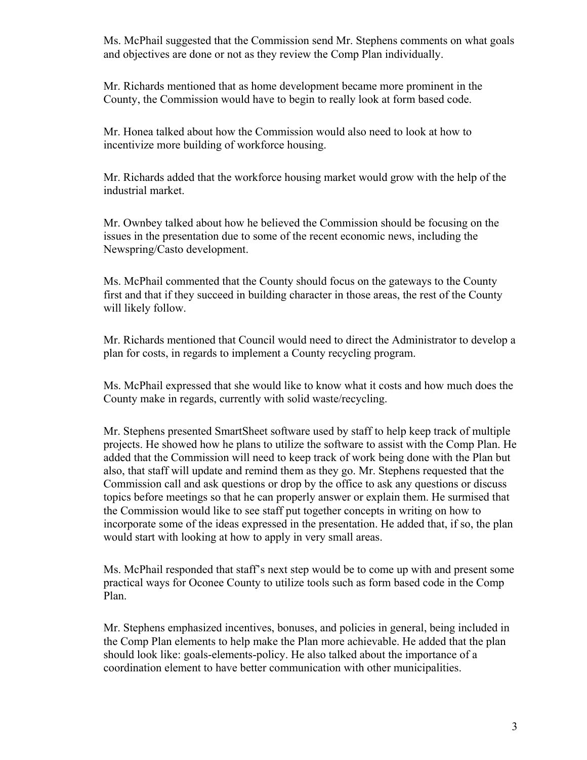Ms. McPhail suggested that the Commission send Mr. Stephens comments on what goals and objectives are done or not as they review the Comp Plan individually.

Mr. Richards mentioned that as home development became more prominent in the County, the Commission would have to begin to really look at form based code.

Mr. Honea talked about how the Commission would also need to look at how to incentivize more building of workforce housing.

Mr. Richards added that the workforce housing market would grow with the help of the industrial market.

Mr. Ownbey talked about how he believed the Commission should be focusing on the issues in the presentation due to some of the recent economic news, including the Newspring/Casto development.

Ms. McPhail commented that the County should focus on the gateways to the County first and that if they succeed in building character in those areas, the rest of the County will likely follow.

Mr. Richards mentioned that Council would need to direct the Administrator to develop a plan for costs, in regards to implement a County recycling program.

Ms. McPhail expressed that she would like to know what it costs and how much does the County make in regards, currently with solid waste/recycling.

Mr. Stephens presented SmartSheet software used by staff to help keep track of multiple projects. He showed how he plans to utilize the software to assist with the Comp Plan. He added that the Commission will need to keep track of work being done with the Plan but also, that staff will update and remind them as they go. Mr. Stephens requested that the Commission call and ask questions or drop by the office to ask any questions or discuss topics before meetings so that he can properly answer or explain them. He surmised that the Commission would like to see staff put together concepts in writing on how to incorporate some of the ideas expressed in the presentation. He added that, if so, the plan would start with looking at how to apply in very small areas.

Ms. McPhail responded that staff's next step would be to come up with and present some practical ways for Oconee County to utilize tools such as form based code in the Comp Plan.

Mr. Stephens emphasized incentives, bonuses, and policies in general, being included in the Comp Plan elements to help make the Plan more achievable. He added that the plan should look like: goals-elements-policy. He also talked about the importance of a coordination element to have better communication with other municipalities.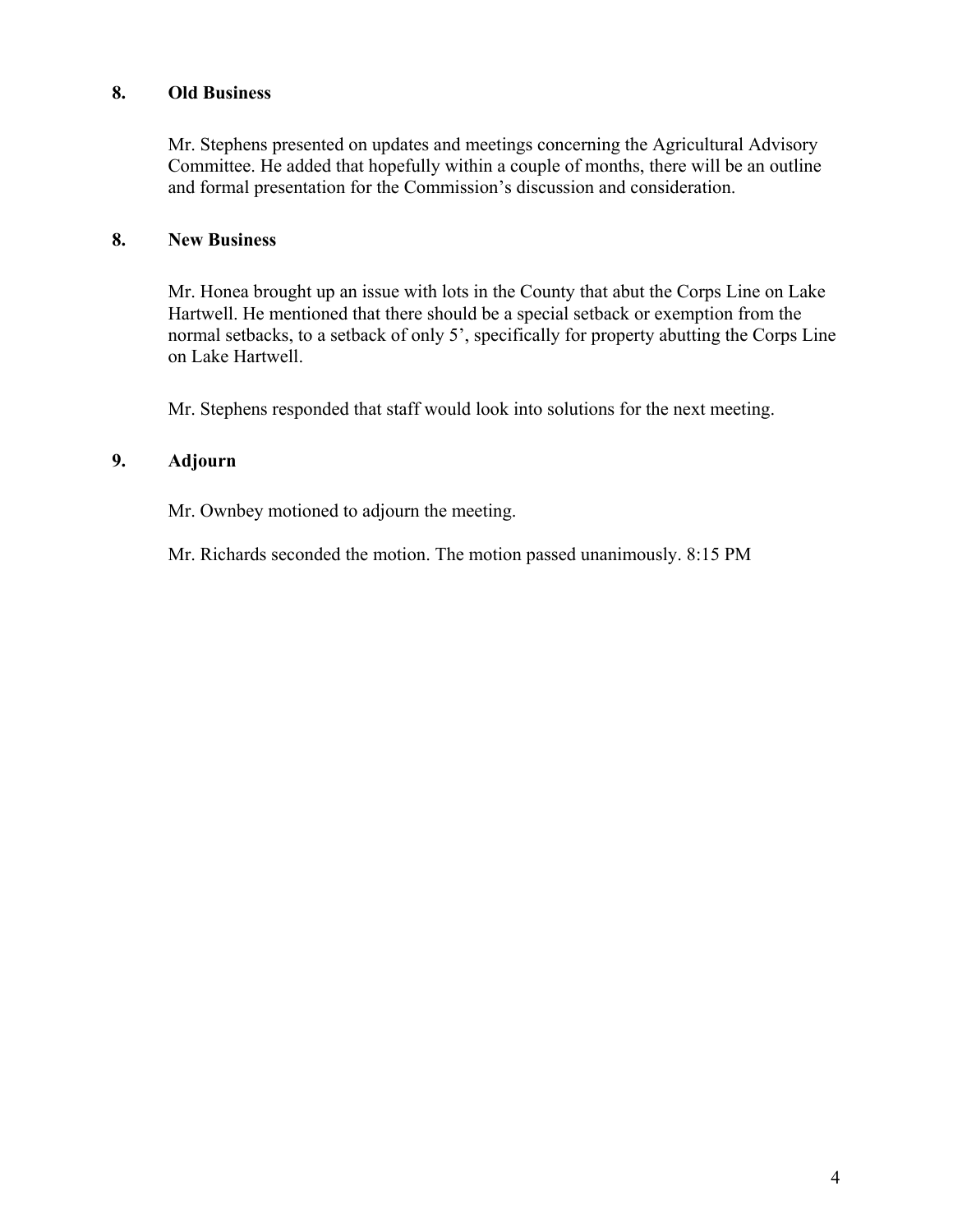## 8. Old Business

Mr. Stephens presented on updates and meetings concerning the Agricultural Advisory Committee. He added that hopefully within a couple of months, there will be an outline and formal presentation for the Commission's discussion and consideration.

## 8. New Business

Mr. Honea brought up an issue with lots in the County that abut the Corps Line on Lake Hartwell. He mentioned that there should be a special setback or exemption from the normal setbacks, to a setback of only 5', specifically for property abutting the Corps Line on Lake Hartwell.

Mr. Stephens responded that staff would look into solutions for the next meeting.

## 9. Adjourn

Mr. Ownbey motioned to adjourn the meeting.

Mr. Richards seconded the motion. The motion passed unanimously. 8:15 PM